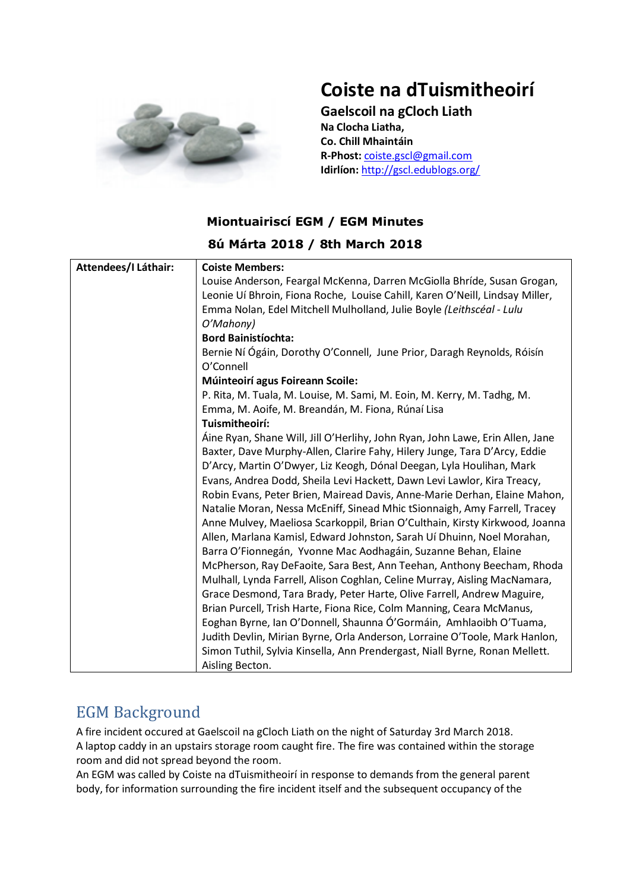# Coiste na dTuismitheoirí

**Gaelscoil na gCloch Liath**
**Na Clocha Liatha,**
**Co. Chill Mhantáin**
**R-Phost:** coiste.gscl@gmail.com
**Idirlíon:** http://gscl.edublogs.org/

### Miontuairiscí EGM / EGM Minutes

### 8ú Márta 2018 / 8th March 2018

| | |
|---|---|
| **Attendees/I Láthair:** | **Coiste Members:**<br>Louise Anderson, Feargal McKenna, Darren McGiolla Bhríde, Susan Grogan, Leonie Uí Bhroin, Fiona Roche, Louise Cahill, Karen O'Neill, Lindsay Miller, Emma Nolan, Edel Mitchell Mulholland, Julie Boyle *(Leithscéal - Lulu O'Mahony)*<br>**Bord Bainistíochta:**<br>Bernie Ní Ógáin, Dorothy O'Connell, June Prior, Daragh Reynolds, Róisín O'Connell<br>**Múinteoirí agus Foireann Scoile:**<br>P. Rita, M. Tuala, M. Louise, M. Sami, M. Eoin, M. Kerry, M. Tadhg, M. Emma, M. Aoife, M. Breandán, M. Fiona, Rúnaí Lisa<br>**Tuismitheoirí:**<br>Áine Ryan, Shane Will, Jill O'Herlihy, John Ryan, John Lawe, Erin Allen, Jane Baxter, Dave Murphy-Allen, Clarire Fahy, Hilery Junge, Tara D'Arcy, Eddie D'Arcy, Martin O'Dwyer, Liz Keogh, Dónal Deegan, Lyla Houlihan, Mark Evans, Andrea Dodd, Sheila Levi Hackett, Dawn Levi Lawlor, Kira Treacy, Robin Evans, Peter Brien, Mairead Davis, Anne-Marie Derhan, Elaine Mahon, Natalie Moran, Nessa McEniff, Sinead Mhic tSionnaigh, Amy Farrell, Tracey Anne Mulvey, Maeliosa Scarkoppil, Brian O'Culthain, Kirsty Kirkwood, Joanna Allen, Marlana Kamisl, Edward Johnston, Sarah Uí Dhuinn, Noel Morahan, Barra O'Fionnegán, Yvonne Mac Aodhagáin, Suzanne Behan, Elaine McPherson, Ray DeFaoite, Sara Best, Ann Teehan, Anthony Beecham, Rhoda Mulhall, Lynda Farrell, Alison Coghlan, Celine Murray, Aisling MacNamara, Grace Desmond, Tara Brady, Peter Harte, Olive Farrell, Andrew Maguire, Brian Purcell, Trish Harte, Fiona Rice, Colm Manning, Ceara McManus, Eoghan Byrne, Ian O'Donnell, Shaunna Ó'Gormáin, Amhlaoibh O'Tuama, Judith Devlin, Mirian Byrne, Orla Anderson, Lorraine O'Toole, Mark Hanlon, Simon Tuthil, Sylvia Kinsella, Ann Prendergast, Niall Byrne, Ronan Mellett. Aisling Becton. |

## EGM Background

A fire incident occured at Gaelscoil na gCloch Liath on the night of Saturday 3rd March 2018. A laptop caddy in an upstairs storage room caught fire. The fire was contained within the storage room and did not spread beyond the room.

An EGM was called by Coiste na dTuismitheoirí in response to demands from the general parent body, for information surrounding the fire incident itself and the subsequent occupancy of the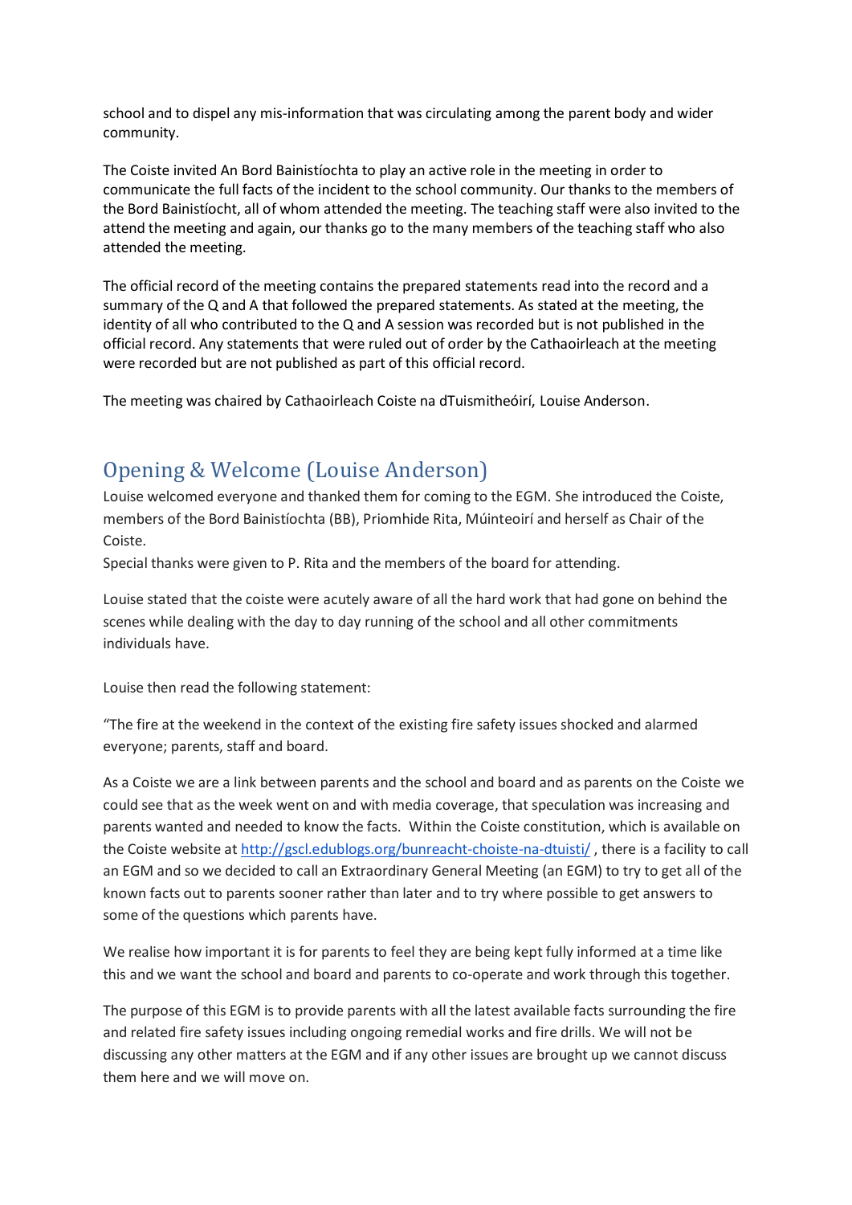school and to dispel any mis-information that was circulating among the parent body and wider community.

The Coiste invited An Bord Bainistíochta to play an active role in the meeting in order to communicate the full facts of the incident to the school community. Our thanks to the members of the Bord Bainistíocht, all of whom attended the meeting. The teaching staff were also invited to the attend the meeting and again, our thanks go to the many members of the teaching staff who also attended the meeting.

The official record of the meeting contains the prepared statements read into the record and a summary of the Q and A that followed the prepared statements. As stated at the meeting, the identity of all who contributed to the Q and A session was recorded but is not published in the official record. Any statements that were ruled out of order by the Cathaoirleach at the meeting were recorded but are not published as part of this official record.

The meeting was chaired by Cathaoirleach Coiste na dTuismitheóirí, Louise Anderson.

## Opening & Welcome (Louise Anderson)

Louise welcomed everyone and thanked them for coming to the EGM. She introduced the Coiste, members of the Bord Bainistíochta (BB), Priomhide Rita, Múinteoirí and herself as Chair of the Coiste.

Special thanks were given to P. Rita and the members of the board for attending.

Louise stated that the coiste were acutely aware of all the hard work that had gone on behind the scenes while dealing with the day to day running of the school and all other commitments individuals have.

Louise then read the following statement:

"The fire at the weekend in the context of the existing fire safety issues shocked and alarmed everyone; parents, staff and board.

As a Coiste we are a link between parents and the school and board and as parents on the Coiste we could see that as the week went on and with media coverage, that speculation was increasing and parents wanted and needed to know the facts. Within the Coiste constitution, which is available on the Coiste website at http://gscl.edublogs.org/bunreacht-choiste-na-dtuisti/ , there is a facility to call an EGM and so we decided to call an Extraordinary General Meeting (an EGM) to try to get all of the known facts out to parents sooner rather than later and to try where possible to get answers to some of the questions which parents have.

We realise how important it is for parents to feel they are being kept fully informed at a time like this and we want the school and board and parents to co-operate and work through this together.

The purpose of this EGM is to provide parents with all the latest available facts surrounding the fire and related fire safety issues including ongoing remedial works and fire drills. We will not be discussing any other matters at the EGM and if any other issues are brought up we cannot discuss them here and we will move on.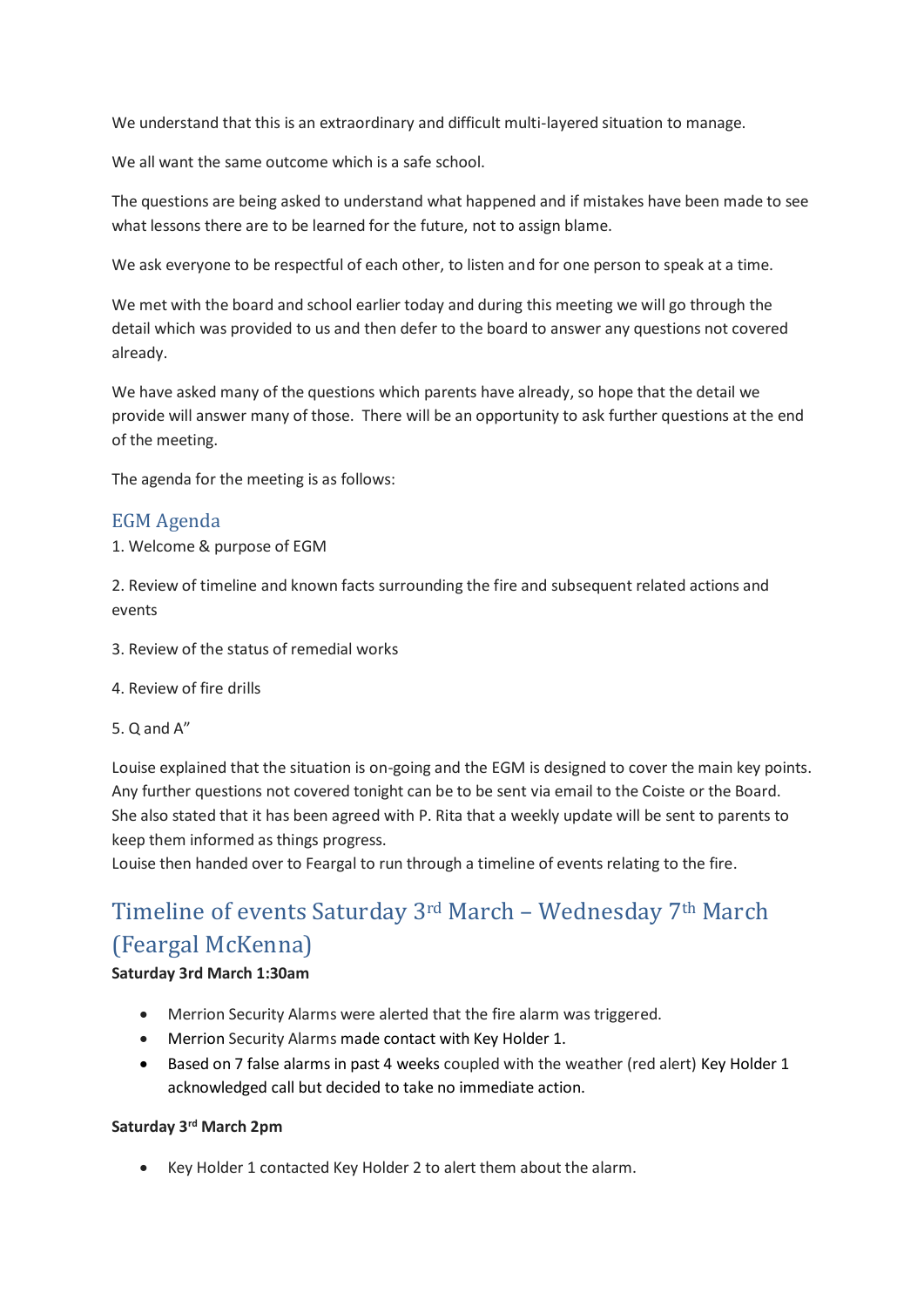We understand that this is an extraordinary and difficult multi-layered situation to manage.

We all want the same outcome which is a safe school.

The questions are being asked to understand what happened and if mistakes have been made to see what lessons there are to be learned for the future, not to assign blame.

We ask everyone to be respectful of each other, to listen and for one person to speak at a time.

We met with the board and school earlier today and during this meeting we will go through the detail which was provided to us and then defer to the board to answer any questions not covered already.

We have asked many of the questions which parents have already, so hope that the detail we provide will answer many of those. There will be an opportunity to ask further questions at the end of the meeting.

The agenda for the meeting is as follows:

### EGM Agenda

1. Welcome & purpose of EGM

2. Review of timeline and known facts surrounding the fire and subsequent related actions and events

3. Review of the status of remedial works

4. Review of fire drills

5. Q and A"

Louise explained that the situation is on-going and the EGM is designed to cover the main key points. Any further questions not covered tonight can be to be sent via email to the Coiste or the Board. She also stated that it has been agreed with P. Rita that a weekly update will be sent to parents to keep them informed as things progress.
Louise then handed over to Feargal to run through a timeline of events relating to the fire.

## Timeline of events Saturday 3rd March – Wednesday 7th March (Feargal McKenna)

**Saturday 3rd March 1:30am**

- Merrion Security Alarms were alerted that the fire alarm was triggered.
- Merrion Security Alarms made contact with Key Holder 1.
- Based on 7 false alarms in past 4 weeks coupled with the weather (red alert) Key Holder 1 acknowledged call but decided to take no immediate action.

**Saturday 3rd March 2pm**

- Key Holder 1 contacted Key Holder 2 to alert them about the alarm.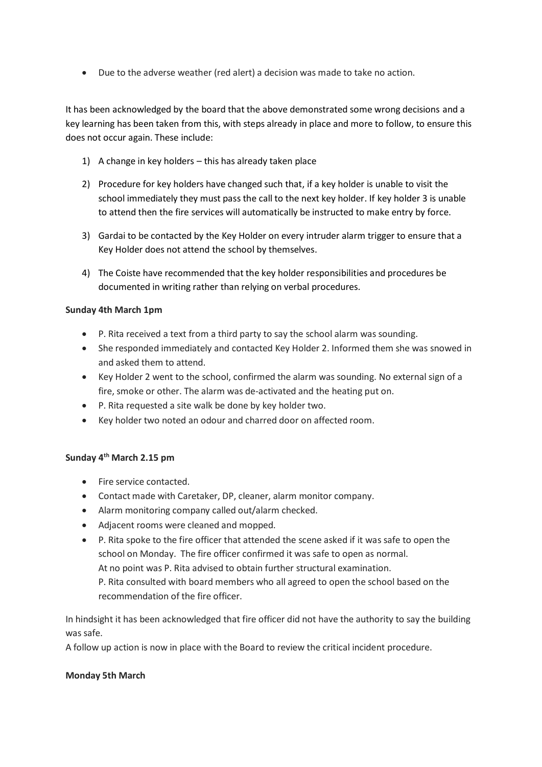- Due to the adverse weather (red alert) a decision was made to take no action.

It has been acknowledged by the board that the above demonstrated some wrong decisions and a key learning has been taken from this, with steps already in place and more to follow, to ensure this does not occur again. These include:

1) A change in key holders – this has already taken place
2) Procedure for key holders have changed such that, if a key holder is unable to visit the school immediately they must pass the call to the next key holder. If key holder 3 is unable to attend then the fire services will automatically be instructed to make entry by force.
3) Gardai to be contacted by the Key Holder on every intruder alarm trigger to ensure that a Key Holder does not attend the school by themselves.
4) The Coiste have recommended that the key holder responsibilities and procedures be documented in writing rather than relying on verbal procedures.

**Sunday 4th March 1pm**

- P. Rita received a text from a third party to say the school alarm was sounding.
- She responded immediately and contacted Key Holder 2. Informed them she was snowed in and asked them to attend.
- Key Holder 2 went to the school, confirmed the alarm was sounding. No external sign of a fire, smoke or other. The alarm was de-activated and the heating put on.
- P. Rita requested a site walk be done by key holder two.
- Key holder two noted an odour and charred door on affected room.

**Sunday 4th March 2.15 pm**

- Fire service contacted.
- Contact made with Caretaker, DP, cleaner, alarm monitor company.
- Alarm monitoring company called out/alarm checked.
- Adjacent rooms were cleaned and mopped.
- P. Rita spoke to the fire officer that attended the scene asked if it was safe to open the school on Monday. The fire officer confirmed it was safe to open as normal.
  At no point was P. Rita advised to obtain further structural examination.
  P. Rita consulted with board members who all agreed to open the school based on the recommendation of the fire officer.

In hindsight it has been acknowledged that fire officer did not have the authority to say the building was safe.
A follow up action is now in place with the Board to review the critical incident procedure.

**Monday 5th March**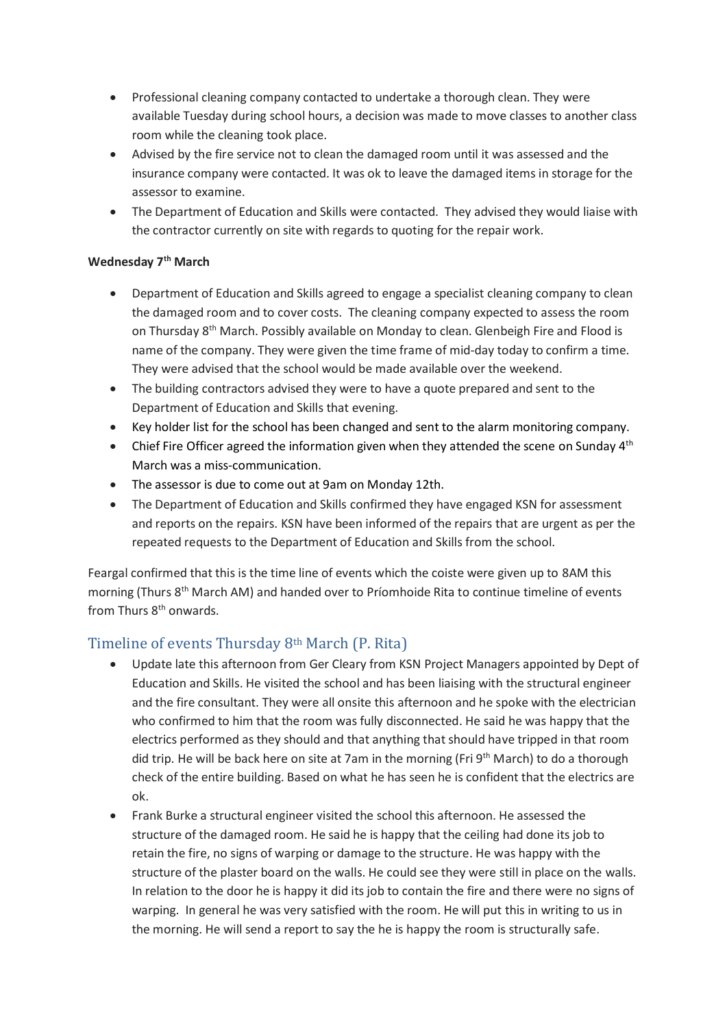- Professional cleaning company contacted to undertake a thorough clean. They were available Tuesday during school hours, a decision was made to move classes to another class room while the cleaning took place.
- Advised by the fire service not to clean the damaged room until it was assessed and the insurance company were contacted. It was ok to leave the damaged items in storage for the assessor to examine.
- The Department of Education and Skills were contacted. They advised they would liaise with the contractor currently on site with regards to quoting for the repair work.

**Wednesday 7th March**

- Department of Education and Skills agreed to engage a specialist cleaning company to clean the damaged room and to cover costs. The cleaning company expected to assess the room on Thursday 8th March. Possibly available on Monday to clean. Glenbeigh Fire and Flood is name of the company. They were given the time frame of mid-day today to confirm a time. They were advised that the school would be made available over the weekend.
- The building contractors advised they were to have a quote prepared and sent to the Department of Education and Skills that evening.
- Key holder list for the school has been changed and sent to the alarm monitoring company.
- Chief Fire Officer agreed the information given when they attended the scene on Sunday 4th March was a miss-communication.
- The assessor is due to come out at 9am on Monday 12th.
- The Department of Education and Skills confirmed they have engaged KSN for assessment and reports on the repairs. KSN have been informed of the repairs that are urgent as per the repeated requests to the Department of Education and Skills from the school.

Feargal confirmed that this is the time line of events which the coiste were given up to 8AM this morning (Thurs 8th March AM) and handed over to Príomhoide Rita to continue timeline of events from Thurs 8th onwards.

## Timeline of events Thursday 8th March (P. Rita)

- Update late this afternoon from Ger Cleary from KSN Project Managers appointed by Dept of Education and Skills. He visited the school and has been liaising with the structural engineer and the fire consultant. They were all onsite this afternoon and he spoke with the electrician who confirmed to him that the room was fully disconnected. He said he was happy that the electrics performed as they should and that anything that should have tripped in that room did trip. He will be back here on site at 7am in the morning (Fri 9th March) to do a thorough check of the entire building. Based on what he has seen he is confident that the electrics are ok.
- Frank Burke a structural engineer visited the school this afternoon. He assessed the structure of the damaged room. He said he is happy that the ceiling had done its job to retain the fire, no signs of warping or damage to the structure. He was happy with the structure of the plaster board on the walls. He could see they were still in place on the walls. In relation to the door he is happy it did its job to contain the fire and there were no signs of warping. In general he was very satisfied with the room. He will put this in writing to us in the morning. He will send a report to say the he is happy the room is structurally safe.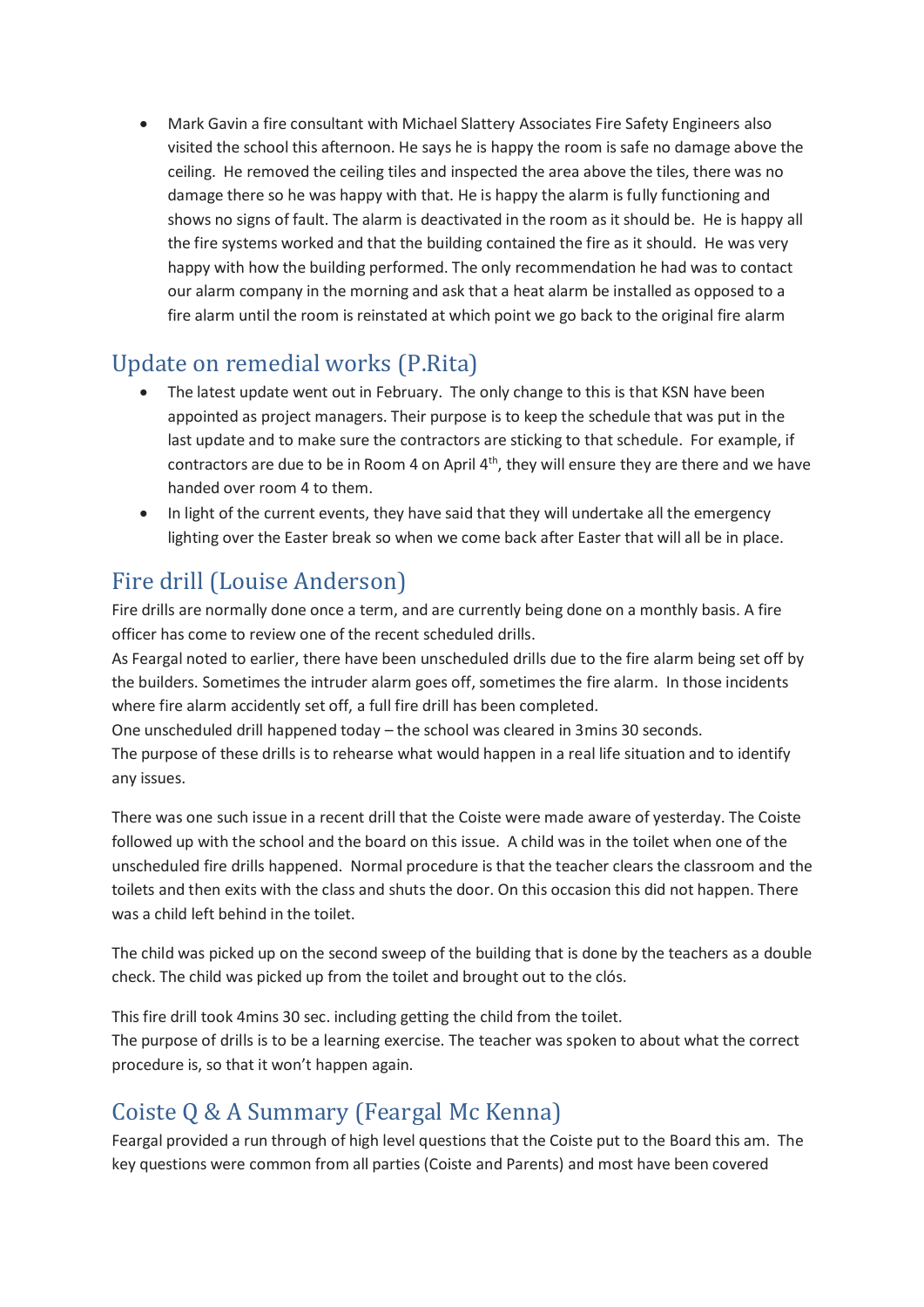- Mark Gavin a fire consultant with Michael Slattery Associates Fire Safety Engineers also visited the school this afternoon. He says he is happy the room is safe no damage above the ceiling. He removed the ceiling tiles and inspected the area above the tiles, there was no damage there so he was happy with that. He is happy the alarm is fully functioning and shows no signs of fault. The alarm is deactivated in the room as it should be. He is happy all the fire systems worked and that the building contained the fire as it should. He was very happy with how the building performed. The only recommendation he had was to contact our alarm company in the morning and ask that a heat alarm be installed as opposed to a fire alarm until the room is reinstated at which point we go back to the original fire alarm

## Update on remedial works (P.Rita)

- The latest update went out in February. The only change to this is that KSN have been appointed as project managers. Their purpose is to keep the schedule that was put in the last update and to make sure the contractors are sticking to that schedule. For example, if contractors are due to be in Room 4 on April 4th, they will ensure they are there and we have handed over room 4 to them.
- In light of the current events, they have said that they will undertake all the emergency lighting over the Easter break so when we come back after Easter that will all be in place.

## Fire drill (Louise Anderson)

Fire drills are normally done once a term, and are currently being done on a monthly basis. A fire officer has come to review one of the recent scheduled drills.
As Feargal noted to earlier, there have been unscheduled drills due to the fire alarm being set off by the builders. Sometimes the intruder alarm goes off, sometimes the fire alarm. In those incidents where fire alarm accidently set off, a full fire drill has been completed.
One unscheduled drill happened today – the school was cleared in 3mins 30 seconds.
The purpose of these drills is to rehearse what would happen in a real life situation and to identify any issues.

There was one such issue in a recent drill that the Coiste were made aware of yesterday. The Coiste followed up with the school and the board on this issue. A child was in the toilet when one of the unscheduled fire drills happened. Normal procedure is that the teacher clears the classroom and the toilets and then exits with the class and shuts the door. On this occasion this did not happen. There was a child left behind in the toilet.

The child was picked up on the second sweep of the building that is done by the teachers as a double check. The child was picked up from the toilet and brought out to the clós.

This fire drill took 4mins 30 sec. including getting the child from the toilet.
The purpose of drills is to be a learning exercise. The teacher was spoken to about what the correct procedure is, so that it won't happen again.

## Coiste Q & A Summary (Feargal Mc Kenna)

Feargal provided a run through of high level questions that the Coiste put to the Board this am. The key questions were common from all parties (Coiste and Parents) and most have been covered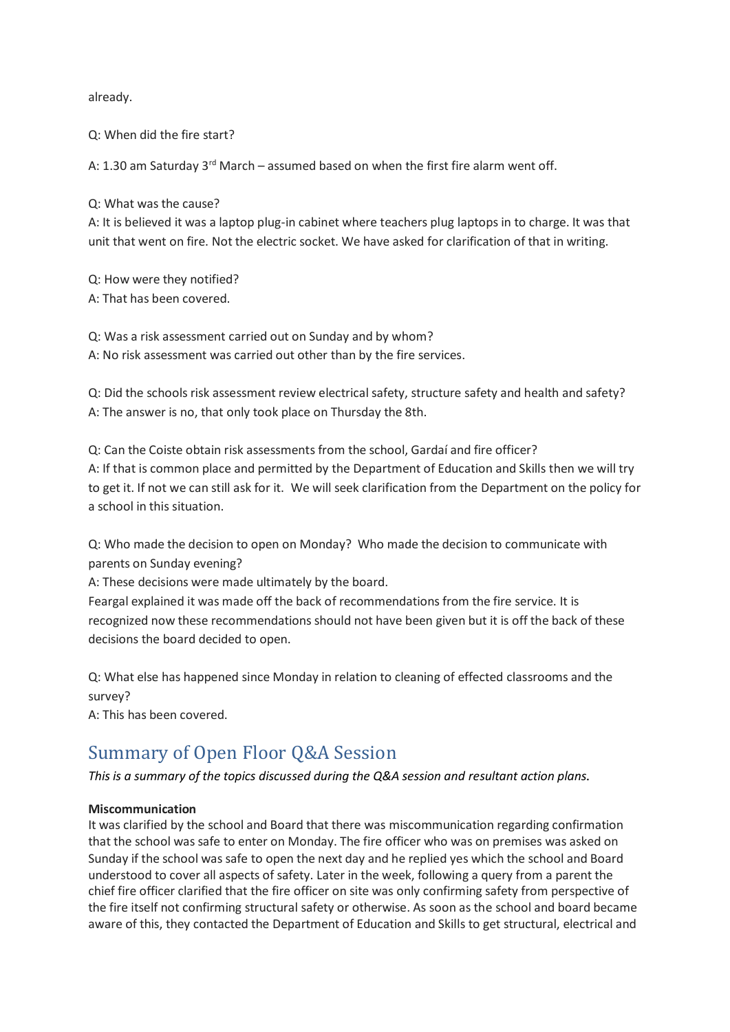already.

Q: When did the fire start?

A: 1.30 am Saturday 3rd March – assumed based on when the first fire alarm went off.

Q: What was the cause?
A: It is believed it was a laptop plug-in cabinet where teachers plug laptops in to charge. It was that unit that went on fire. Not the electric socket. We have asked for clarification of that in writing.

Q: How were they notified?
A: That has been covered.

Q: Was a risk assessment carried out on Sunday and by whom?
A: No risk assessment was carried out other than by the fire services.

Q: Did the schools risk assessment review electrical safety, structure safety and health and safety?
A: The answer is no, that only took place on Thursday the 8th.

Q: Can the Coiste obtain risk assessments from the school, Gardaí and fire officer?
A: If that is common place and permitted by the Department of Education and Skills then we will try to get it. If not we can still ask for it. We will seek clarification from the Department on the policy for a school in this situation.

Q: Who made the decision to open on Monday? Who made the decision to communicate with parents on Sunday evening?
A: These decisions were made ultimately by the board.
Feargal explained it was made off the back of recommendations from the fire service. It is recognized now these recommendations should not have been given but it is off the back of these decisions the board decided to open.

Q: What else has happened since Monday in relation to cleaning of effected classrooms and the survey?
A: This has been covered.

## Summary of Open Floor Q&A Session

*This is a summary of the topics discussed during the Q&A session and resultant action plans.*

**Miscommunication**
It was clarified by the school and Board that there was miscommunication regarding confirmation that the school was safe to enter on Monday. The fire officer who was on premises was asked on Sunday if the school was safe to open the next day and he replied yes which the school and Board understood to cover all aspects of safety. Later in the week, following a query from a parent the chief fire officer clarified that the fire officer on site was only confirming safety from perspective of the fire itself not confirming structural safety or otherwise. As soon as the school and board became aware of this, they contacted the Department of Education and Skills to get structural, electrical and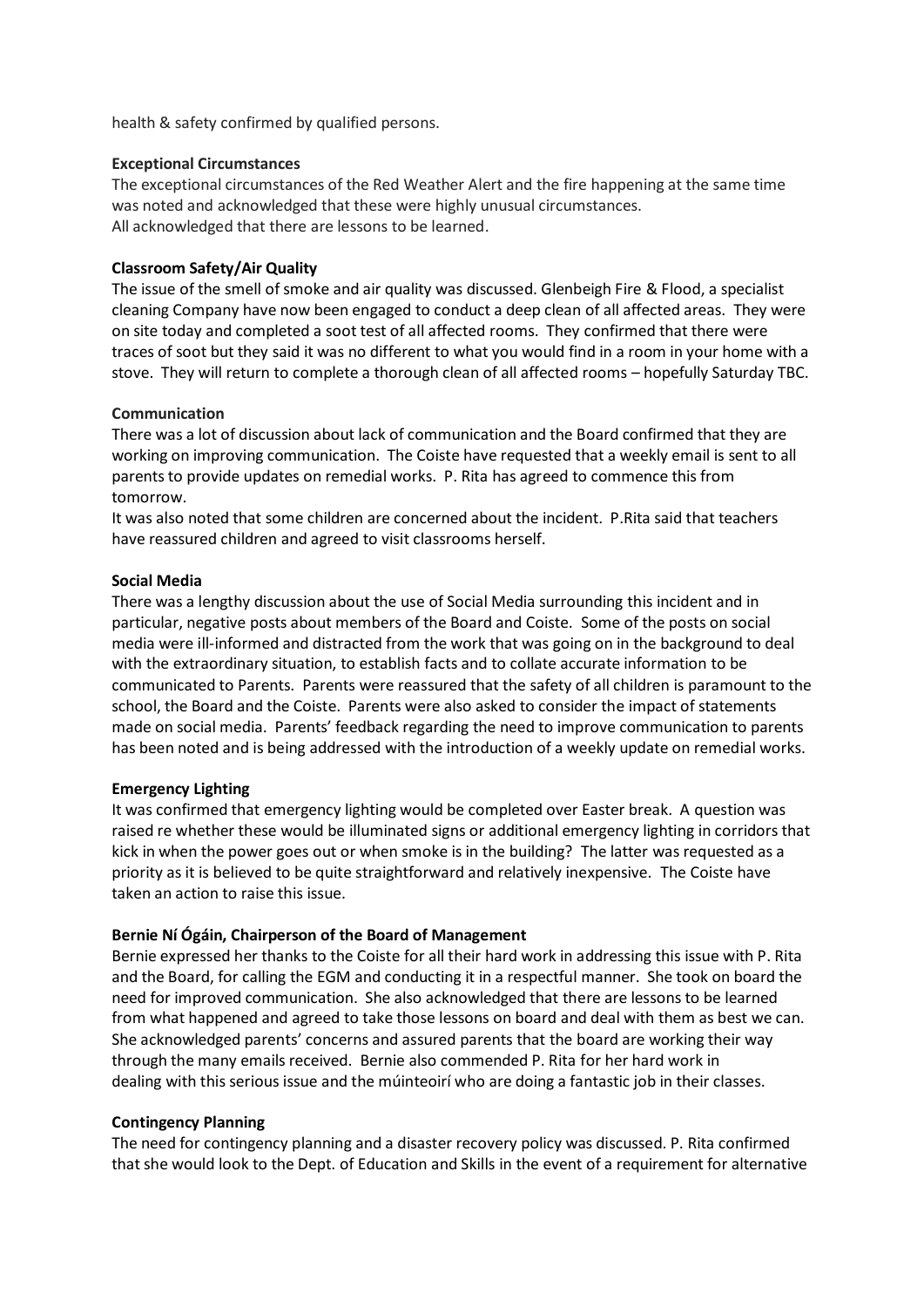health & safety confirmed by qualified persons.

**Exceptional Circumstances**

The exceptional circumstances of the Red Weather Alert and the fire happening at the same time was noted and acknowledged that these were highly unusual circumstances.
All acknowledged that there are lessons to be learned.

**Classroom Safety/Air Quality**

The issue of the smell of smoke and air quality was discussed. Glenbeigh Fire & Flood, a specialist cleaning Company have now been engaged to conduct a deep clean of all affected areas. They were on site today and completed a soot test of all affected rooms. They confirmed that there were traces of soot but they said it was no different to what you would find in a room in your home with a stove. They will return to complete a thorough clean of all affected rooms – hopefully Saturday TBC.

**Communication**

There was a lot of discussion about lack of communication and the Board confirmed that they are working on improving communication. The Coiste have requested that a weekly email is sent to all parents to provide updates on remedial works. P. Rita has agreed to commence this from tomorrow.

It was also noted that some children are concerned about the incident. P.Rita said that teachers have reassured children and agreed to visit classrooms herself.

**Social Media**

There was a lengthy discussion about the use of Social Media surrounding this incident and in particular, negative posts about members of the Board and Coiste. Some of the posts on social media were ill-informed and distracted from the work that was going on in the background to deal with the extraordinary situation, to establish facts and to collate accurate information to be communicated to Parents. Parents were reassured that the safety of all children is paramount to the school, the Board and the Coiste. Parents were also asked to consider the impact of statements made on social media. Parents' feedback regarding the need to improve communication to parents has been noted and is being addressed with the introduction of a weekly update on remedial works.

**Emergency Lighting**

It was confirmed that emergency lighting would be completed over Easter break. A question was raised re whether these would be illuminated signs or additional emergency lighting in corridors that kick in when the power goes out or when smoke is in the building? The latter was requested as a priority as it is believed to be quite straightforward and relatively inexpensive. The Coiste have taken an action to raise this issue.

**Bernie Ní Ógáin, Chairperson of the Board of Management**

Bernie expressed her thanks to the Coiste for all their hard work in addressing this issue with P. Rita and the Board, for calling the EGM and conducting it in a respectful manner. She took on board the need for improved communication. She also acknowledged that there are lessons to be learned from what happened and agreed to take those lessons on board and deal with them as best we can. She acknowledged parents' concerns and assured parents that the board are working their way through the many emails received. Bernie also commended P. Rita for her hard work in dealing with this serious issue and the múinteoirí who are doing a fantastic job in their classes.

**Contingency Planning**

The need for contingency planning and a disaster recovery policy was discussed. P. Rita confirmed that she would look to the Dept. of Education and Skills in the event of a requirement for alternative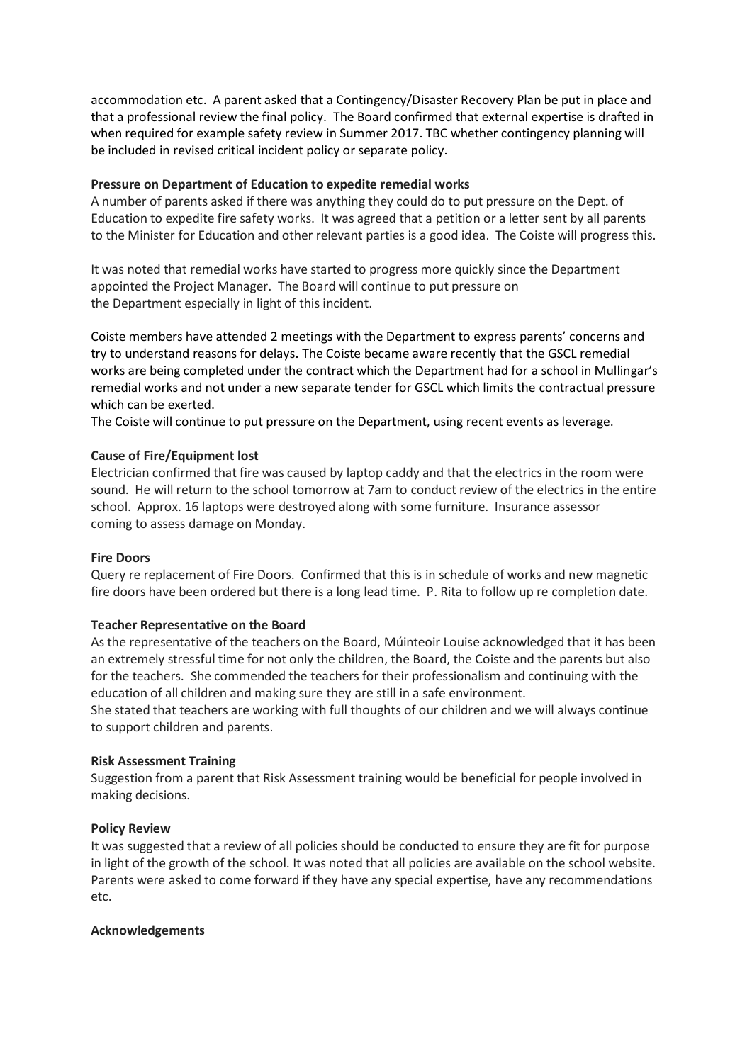accommodation etc. A parent asked that a Contingency/Disaster Recovery Plan be put in place and that a professional review the final policy. The Board confirmed that external expertise is drafted in when required for example safety review in Summer 2017. TBC whether contingency planning will be included in revised critical incident policy or separate policy.

**Pressure on Department of Education to expedite remedial works**

A number of parents asked if there was anything they could do to put pressure on the Dept. of Education to expedite fire safety works. It was agreed that a petition or a letter sent by all parents to the Minister for Education and other relevant parties is a good idea. The Coiste will progress this.

It was noted that remedial works have started to progress more quickly since the Department appointed the Project Manager. The Board will continue to put pressure on the Department especially in light of this incident.

Coiste members have attended 2 meetings with the Department to express parents' concerns and try to understand reasons for delays. The Coiste became aware recently that the GSCL remedial works are being completed under the contract which the Department had for a school in Mullingar's remedial works and not under a new separate tender for GSCL which limits the contractual pressure which can be exerted.

The Coiste will continue to put pressure on the Department, using recent events as leverage.

**Cause of Fire/Equipment lost**

Electrician confirmed that fire was caused by laptop caddy and that the electrics in the room were sound. He will return to the school tomorrow at 7am to conduct review of the electrics in the entire school. Approx. 16 laptops were destroyed along with some furniture. Insurance assessor coming to assess damage on Monday.

**Fire Doors**

Query re replacement of Fire Doors. Confirmed that this is in schedule of works and new magnetic fire doors have been ordered but there is a long lead time. P. Rita to follow up re completion date.

**Teacher Representative on the Board**

As the representative of the teachers on the Board, Múinteoir Louise acknowledged that it has been an extremely stressful time for not only the children, the Board, the Coiste and the parents but also for the teachers. She commended the teachers for their professionalism and continuing with the education of all children and making sure they are still in a safe environment.

She stated that teachers are working with full thoughts of our children and we will always continue to support children and parents.

**Risk Assessment Training**

Suggestion from a parent that Risk Assessment training would be beneficial for people involved in making decisions.

**Policy Review**

It was suggested that a review of all policies should be conducted to ensure they are fit for purpose in light of the growth of the school. It was noted that all policies are available on the school website. Parents were asked to come forward if they have any special expertise, have any recommendations etc.

**Acknowledgements**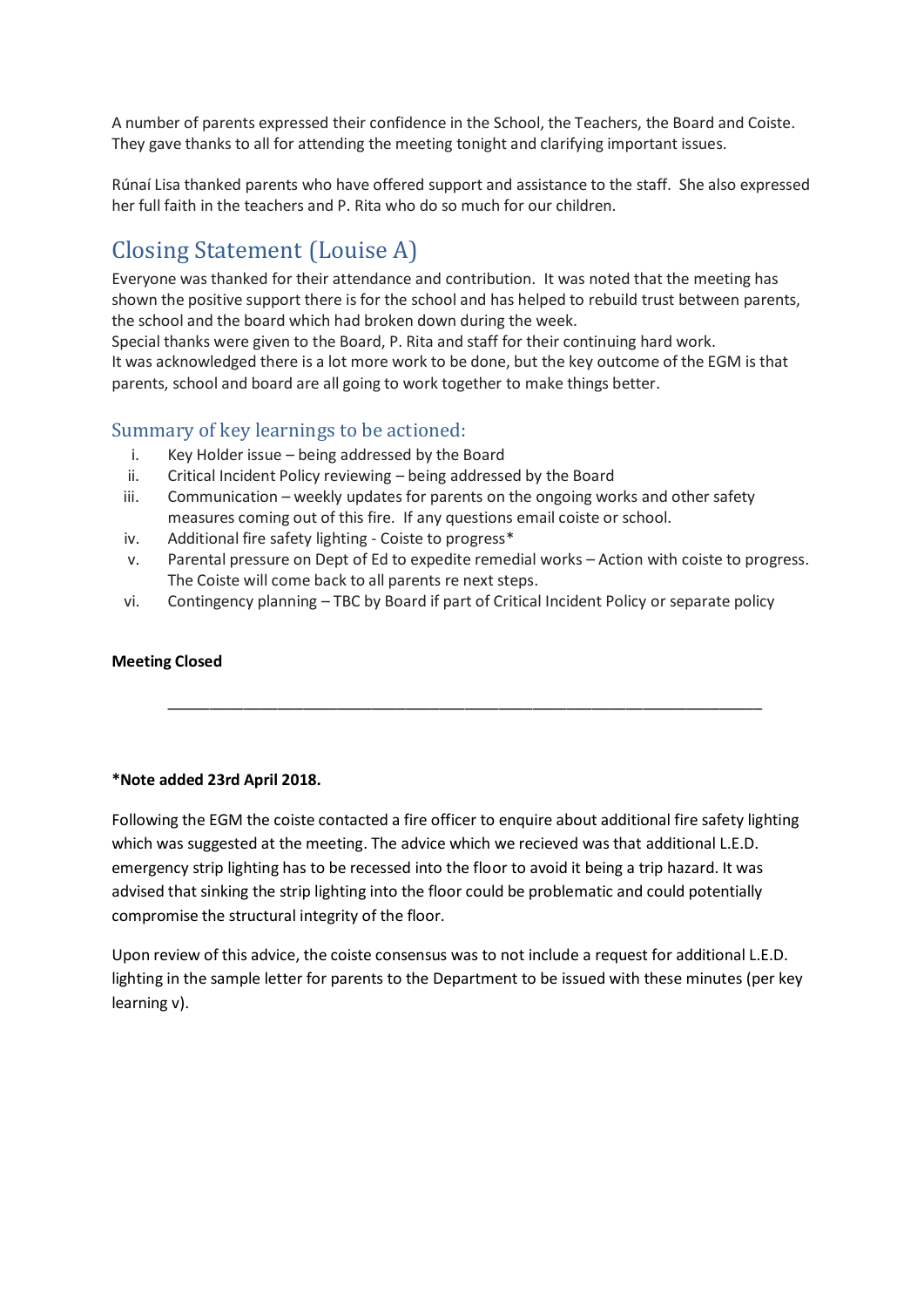A number of parents expressed their confidence in the School, the Teachers, the Board and Coiste. They gave thanks to all for attending the meeting tonight and clarifying important issues.

Rúnaí Lisa thanked parents who have offered support and assistance to the staff. She also expressed her full faith in the teachers and P. Rita who do so much for our children.

## Closing Statement (Louise A)

Everyone was thanked for their attendance and contribution. It was noted that the meeting has shown the positive support there is for the school and has helped to rebuild trust between parents, the school and the board which had broken down during the week.
Special thanks were given to the Board, P. Rita and staff for their continuing hard work.
It was acknowledged there is a lot more work to be done, but the key outcome of the EGM is that parents, school and board are all going to work together to make things better.

### Summary of key learnings to be actioned:

i. Key Holder issue – being addressed by the Board
ii. Critical Incident Policy reviewing – being addressed by the Board
iii. Communication – weekly updates for parents on the ongoing works and other safety measures coming out of this fire. If any questions email coiste or school.
iv. Additional fire safety lighting - Coiste to progress*
v. Parental pressure on Dept of Ed to expedite remedial works – Action with coiste to progress. The Coiste will come back to all parents re next steps.
vi. Contingency planning – TBC by Board if part of Critical Incident Policy or separate policy

**Meeting Closed**

---

**\*Note added 23rd April 2018.**

Following the EGM the coiste contacted a fire officer to enquire about additional fire safety lighting which was suggested at the meeting. The advice which we recieved was that additional L.E.D. emergency strip lighting has to be recessed into the floor to avoid it being a trip hazard. It was advised that sinking the strip lighting into the floor could be problematic and could potentially compromise the structural integrity of the floor.

Upon review of this advice, the coiste consensus was to not include a request for additional L.E.D. lighting in the sample letter for parents to the Department to be issued with these minutes (per key learning v).